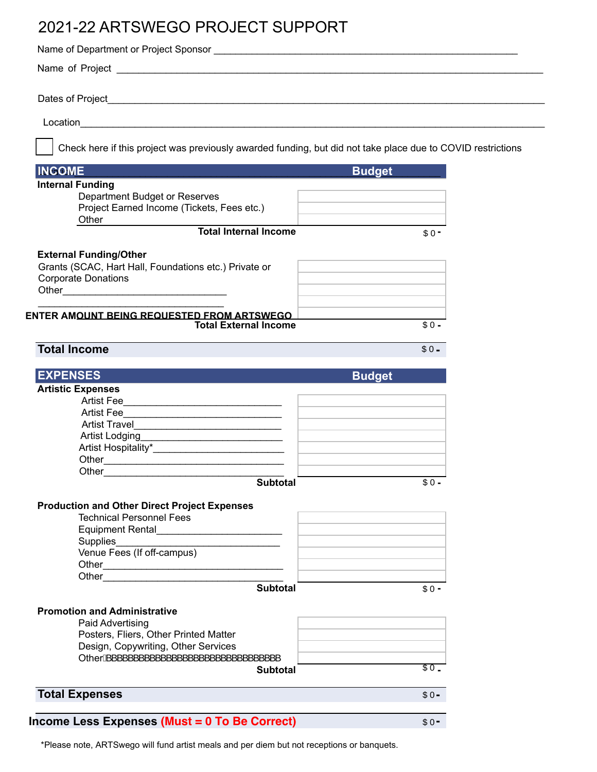# 2021-22 ARTSWEGO PROJECT SUPPORT

Name of Department or Project Sponsor ____________________________________________________________

Name of Project ____________________________________________________________________________________

Dates of Project____________________________________________________________________________________

Location____________________________________________________________________________________________

☐ Check here if this project was previously awarded funding, but did not take place due to COVID restrictions

| INCOME | Budget |
|---|---|
| **Internal Funding** | |
| Department Budget or Reserves | |
| Project Earned Income (Tickets, Fees etc.) | |
| Other | |
| **Total Internal Income** | $ 0 - |
| **External Funding/Other** | |
| Grants (SCAC, Hart Hall, Foundations etc.) Private or Corporate Donations | |
| Other________________________________ | |
| ________________________________ | |
| **ENTER AMOUNT BEING REQUESTED FROM ARTSWEGO** | |
| **Total External Income** | $ 0 - |
| **Total Income** | $ 0 - |

| EXPENSES | Budget |
|---|---|
| **Artistic Expenses** | |
| Artist Fee________________________________ | |
| Artist Fee________________________________ | |
| Artist Travel______________________________ | |
| Artist Lodging_____________________________ | |
| Artist Hospitality*__________________________ | |
| Other____________________________________ | |
| Other____________________________________ | |
| **Subtotal** | $ 0 - |
| **Production and Other Direct Project Expenses** | |
| Technical Personnel Fees | |
| Equipment Rental_________________________ | |
| Supplies_________________________________ | |
| Venue Fees (If off-campus) | |
| Other____________________________________ | |
| Other____________________________________ | |
| **Subtotal** | $ 0 - |
| **Promotion and Administrative** | |
| Paid Advertising | |
| Posters, Fliers, Other Printed Matter | |
| Design, Copywriting, Other Services | |
| Other________________________________ | |
| **Subtotal** | $ 0 - |
| **Total Expenses** | $ 0 - |
| **Income Less Expenses (Must = 0 To Be Correct)** | $ 0 - |

*Please note, ARTSwego will fund artist meals and per diem but not receptions or banquets.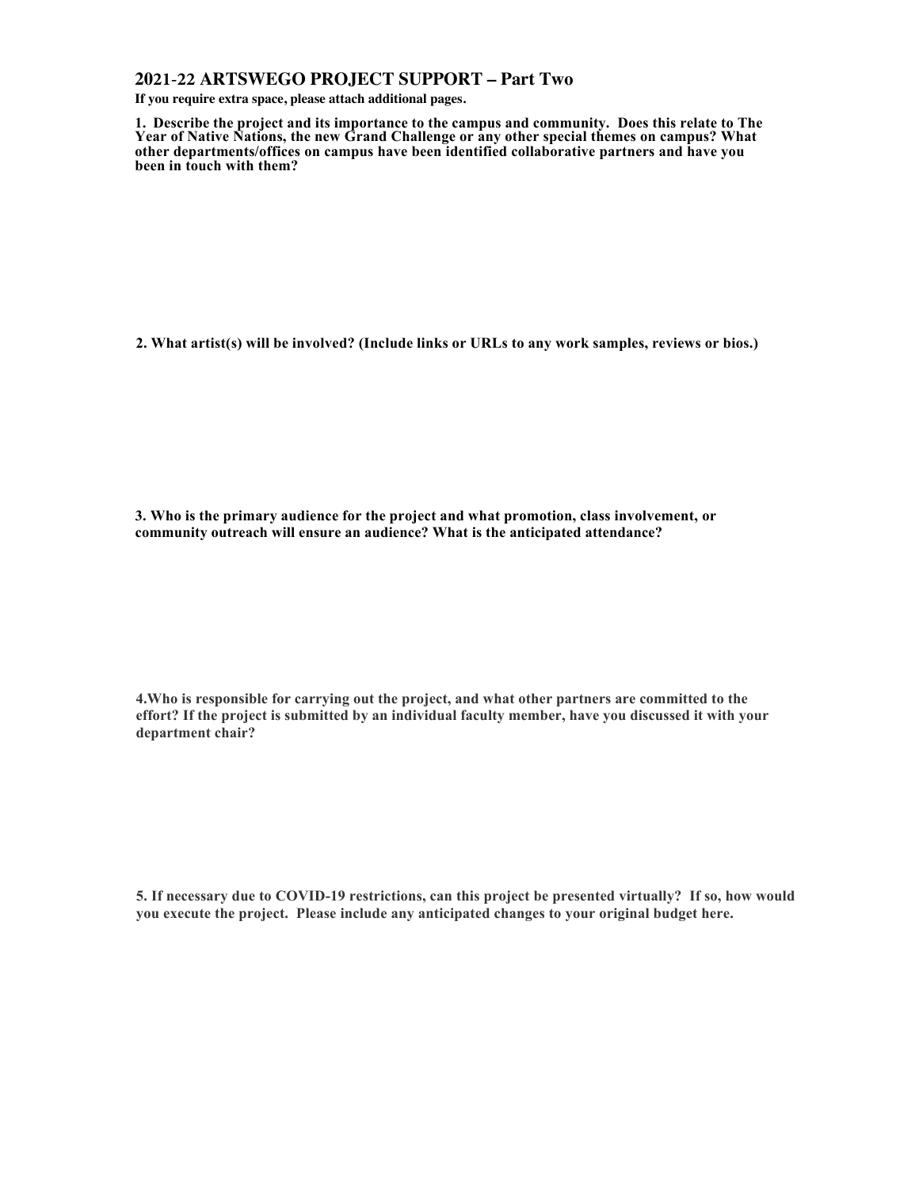## 2021-22 ARTSWEGO PROJECT SUPPORT – Part Two

**If you require extra space, please attach additional pages.**

**1. Describe the project and its importance to the campus and community. Does this relate to The Year of Native Nations, the new Grand Challenge or any other special themes on campus? What other departments/offices on campus have been identified collaborative partners and have you been in touch with them?**

**2. What artist(s) will be involved? (Include links or URLs to any work samples, reviews or bios.)**

**3. Who is the primary audience for the project and what promotion, class involvement, or community outreach will ensure an audience? What is the anticipated attendance?**

**4.Who is responsible for carrying out the project, and what other partners are committed to the effort? If the project is submitted by an individual faculty member, have you discussed it with your department chair?**

**5. If necessary due to COVID-19 restrictions, can this project be presented virtually? If so, how would you execute the project. Please include any anticipated changes to your original budget here.**